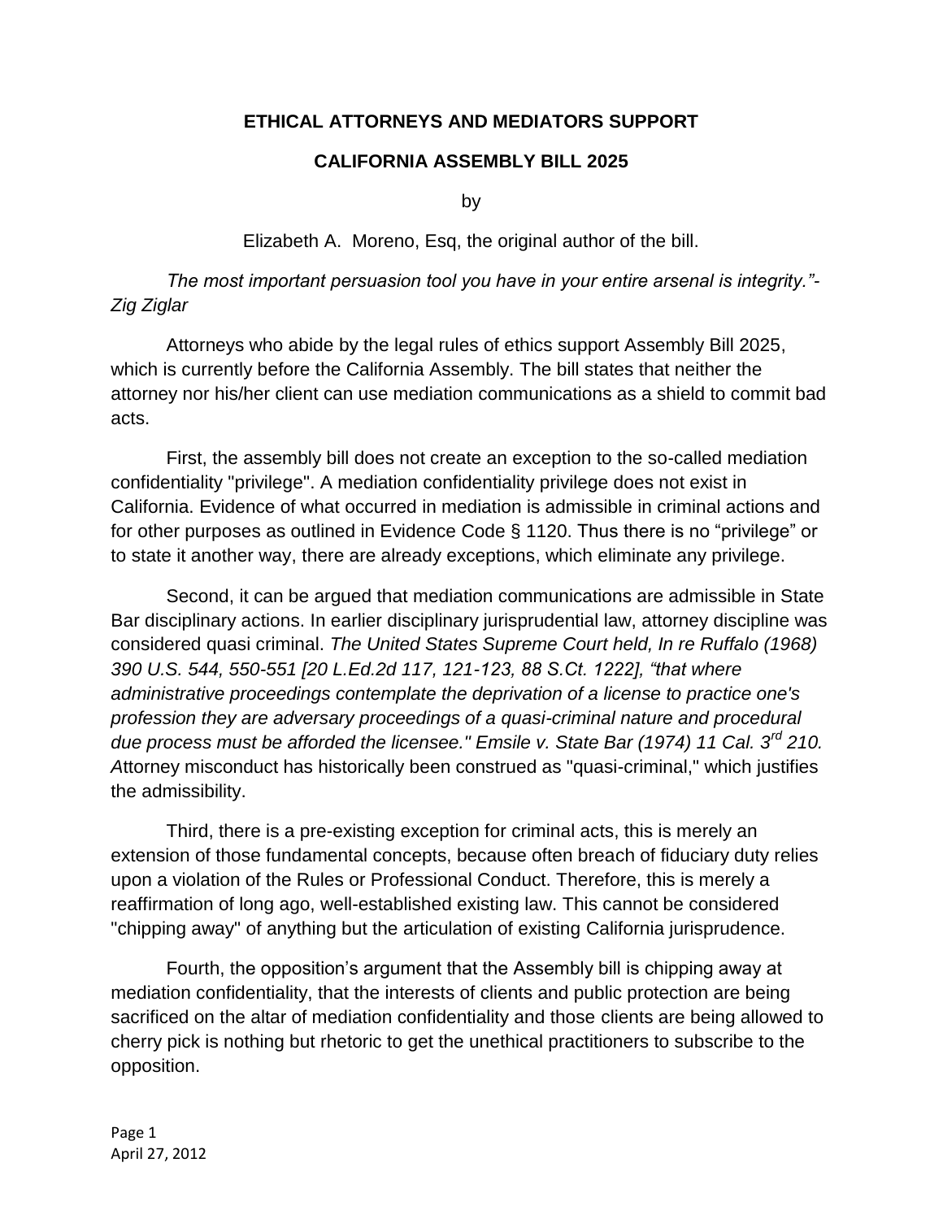# ETHICAL ATTORNEYS AND MEDIATORS SUPPORT

# CALIFORNIA ASSEMBLY BILL 2025

by

Elizabeth A. Moreno, Esq, the original author of the bill.

*The most important persuasion tool you have in your entire arsenal is integrity."- Zig Ziglar*

Attorneys who abide by the legal rules of ethics support Assembly Bill 2025, which is currently before the California Assembly. The bill states that neither the attorney nor his/her client can use mediation communications as a shield to commit bad acts.

First, the assembly bill does not create an exception to the so-called mediation confidentiality "privilege". A mediation confidentiality privilege does not exist in California. Evidence of what occurred in mediation is admissible in criminal actions and for other purposes as outlined in Evidence Code § 1120. Thus there is no "privilege" or to state it another way, there are already exceptions, which eliminate any privilege.

Second, it can be argued that mediation communications are admissible in State Bar disciplinary actions. In earlier disciplinary jurisprudential law, attorney discipline was considered quasi criminal. *The United States Supreme Court held, In re Ruffalo (1968) 390 U.S. 544, 550-551 [20 L.Ed.2d 117, 121-123, 88 S.Ct. 1222], "that where administrative proceedings contemplate the deprivation of a license to practice one's profession they are adversary proceedings of a quasi-criminal nature and procedural due process must be afforded the licensee." Emsile v. State Bar (1974) 11 Cal. 3rd 210. A*ttorney misconduct has historically been construed as "quasi-criminal," which justifies the admissibility.

Third, there is a pre-existing exception for criminal acts, this is merely an extension of those fundamental concepts, because often breach of fiduciary duty relies upon a violation of the Rules or Professional Conduct. Therefore, this is merely a reaffirmation of long ago, well-established existing law. This cannot be considered "chipping away" of anything but the articulation of existing California jurisprudence.

Fourth, the opposition's argument that the Assembly bill is chipping away at mediation confidentiality, that the interests of clients and public protection are being sacrificed on the altar of mediation confidentiality and those clients are being allowed to cherry pick is nothing but rhetoric to get the unethical practitioners to subscribe to the opposition.

April 27, 2012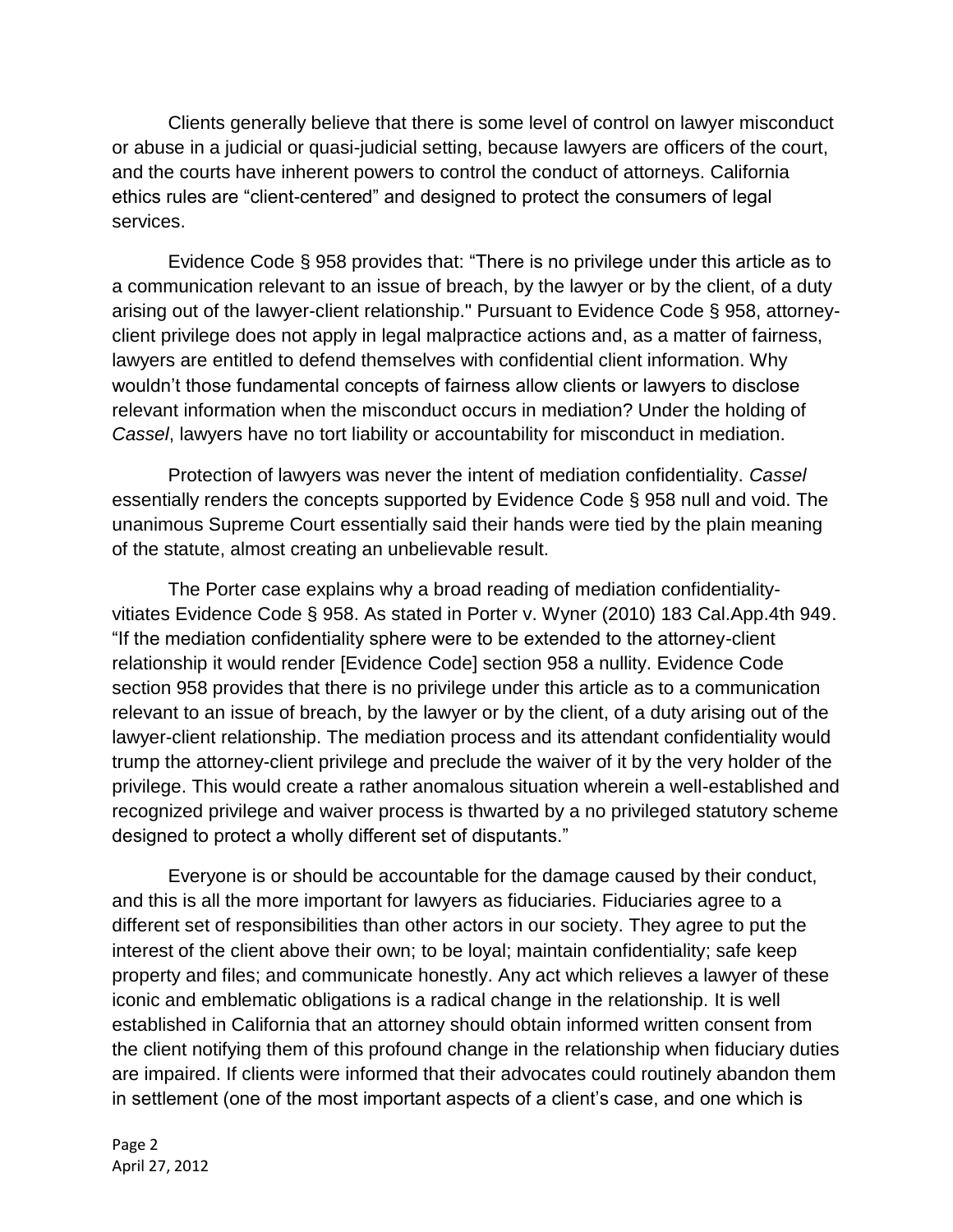Clients generally believe that there is some level of control on lawyer misconduct or abuse in a judicial or quasi-judicial setting, because lawyers are officers of the court, and the courts have inherent powers to control the conduct of attorneys. California ethics rules are "client-centered" and designed to protect the consumers of legal services.

Evidence Code § 958 provides that: "There is no privilege under this article as to a communication relevant to an issue of breach, by the lawyer or by the client, of a duty arising out of the lawyer-client relationship." Pursuant to Evidence Code § 958, attorney-client privilege does not apply in legal malpractice actions and, as a matter of fairness, lawyers are entitled to defend themselves with confidential client information. Why wouldn't those fundamental concepts of fairness allow clients or lawyers to disclose relevant information when the misconduct occurs in mediation? Under the holding of *Cassel*, lawyers have no tort liability or accountability for misconduct in mediation.

Protection of lawyers was never the intent of mediation confidentiality. *Cassel* essentially renders the concepts supported by Evidence Code § 958 null and void. The unanimous Supreme Court essentially said their hands were tied by the plain meaning of the statute, almost creating an unbelievable result.

The Porter case explains why a broad reading of mediation confidentiality-vitiates Evidence Code § 958. As stated in Porter v. Wyner (2010) 183 Cal.App.4th 949. "If the mediation confidentiality sphere were to be extended to the attorney-client relationship it would render [Evidence Code] section 958 a nullity. Evidence Code section 958 provides that there is no privilege under this article as to a communication relevant to an issue of breach, by the lawyer or by the client, of a duty arising out of the lawyer-client relationship. The mediation process and its attendant confidentiality would trump the attorney-client privilege and preclude the waiver of it by the very holder of the privilege. This would create a rather anomalous situation wherein a well-established and recognized privilege and waiver process is thwarted by a no privileged statutory scheme designed to protect a wholly different set of disputants."

Everyone is or should be accountable for the damage caused by their conduct, and this is all the more important for lawyers as fiduciaries. Fiduciaries agree to a different set of responsibilities than other actors in our society. They agree to put the interest of the client above their own; to be loyal; maintain confidentiality; safe keep property and files; and communicate honestly. Any act which relieves a lawyer of these iconic and emblematic obligations is a radical change in the relationship. It is well established in California that an attorney should obtain informed written consent from the client notifying them of this profound change in the relationship when fiduciary duties are impaired. If clients were informed that their advocates could routinely abandon them in settlement (one of the most important aspects of a client's case, and one which is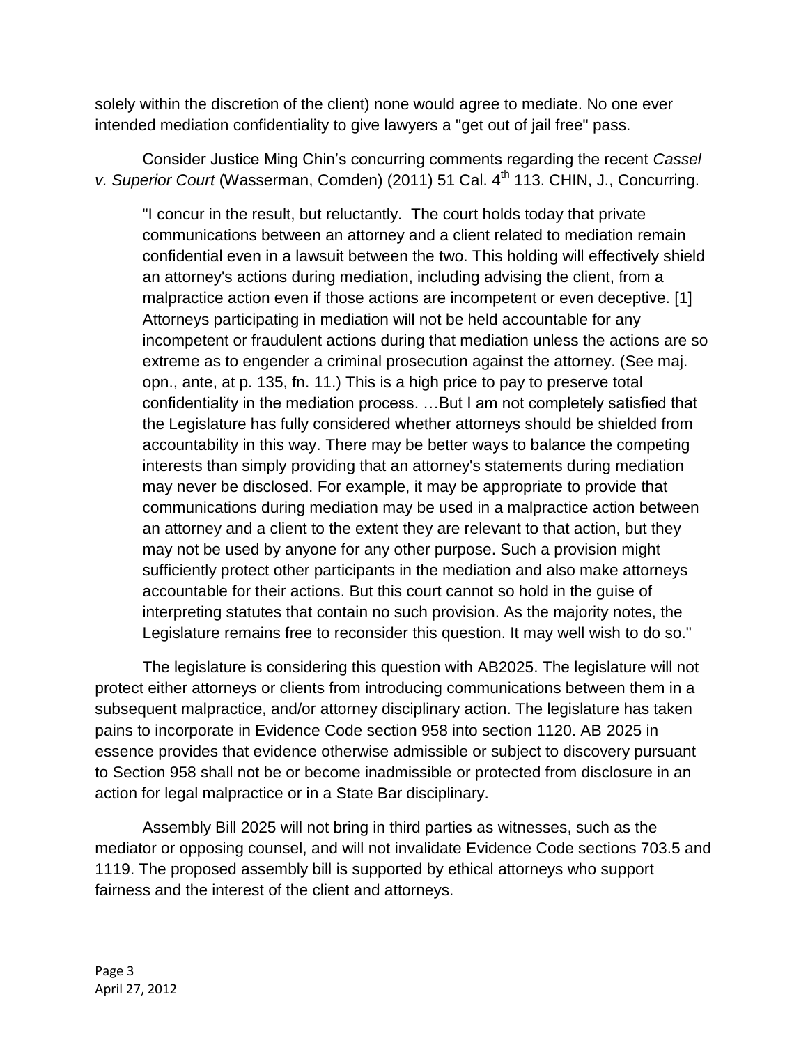solely within the discretion of the client) none would agree to mediate. No one ever intended mediation confidentiality to give lawyers a "get out of jail free" pass.

Consider Justice Ming Chin's concurring comments regarding the recent *Cassel v. Superior Court* (Wasserman, Comden) (2011) 51 Cal. 4th 113. CHIN, J., Concurring.

> "I concur in the result, but reluctantly. The court holds today that private communications between an attorney and a client related to mediation remain confidential even in a lawsuit between the two. This holding will effectively shield an attorney's actions during mediation, including advising the client, from a malpractice action even if those actions are incompetent or even deceptive. [1] Attorneys participating in mediation will not be held accountable for any incompetent or fraudulent actions during that mediation unless the actions are so extreme as to engender a criminal prosecution against the attorney. (See maj. opn., ante, at p. 135, fn. 11.) This is a high price to pay to preserve total confidentiality in the mediation process. …But I am not completely satisfied that the Legislature has fully considered whether attorneys should be shielded from accountability in this way. There may be better ways to balance the competing interests than simply providing that an attorney's statements during mediation may never be disclosed. For example, it may be appropriate to provide that communications during mediation may be used in a malpractice action between an attorney and a client to the extent they are relevant to that action, but they may not be used by anyone for any other purpose. Such a provision might sufficiently protect other participants in the mediation and also make attorneys accountable for their actions. But this court cannot so hold in the guise of interpreting statutes that contain no such provision. As the majority notes, the Legislature remains free to reconsider this question. It may well wish to do so."

The legislature is considering this question with AB2025. The legislature will not protect either attorneys or clients from introducing communications between them in a subsequent malpractice, and/or attorney disciplinary action. The legislature has taken pains to incorporate in Evidence Code section 958 into section 1120. AB 2025 in essence provides that evidence otherwise admissible or subject to discovery pursuant to Section 958 shall not be or become inadmissible or protected from disclosure in an action for legal malpractice or in a State Bar disciplinary.

Assembly Bill 2025 will not bring in third parties as witnesses, such as the mediator or opposing counsel, and will not invalidate Evidence Code sections 703.5 and 1119. The proposed assembly bill is supported by ethical attorneys who support fairness and the interest of the client and attorneys.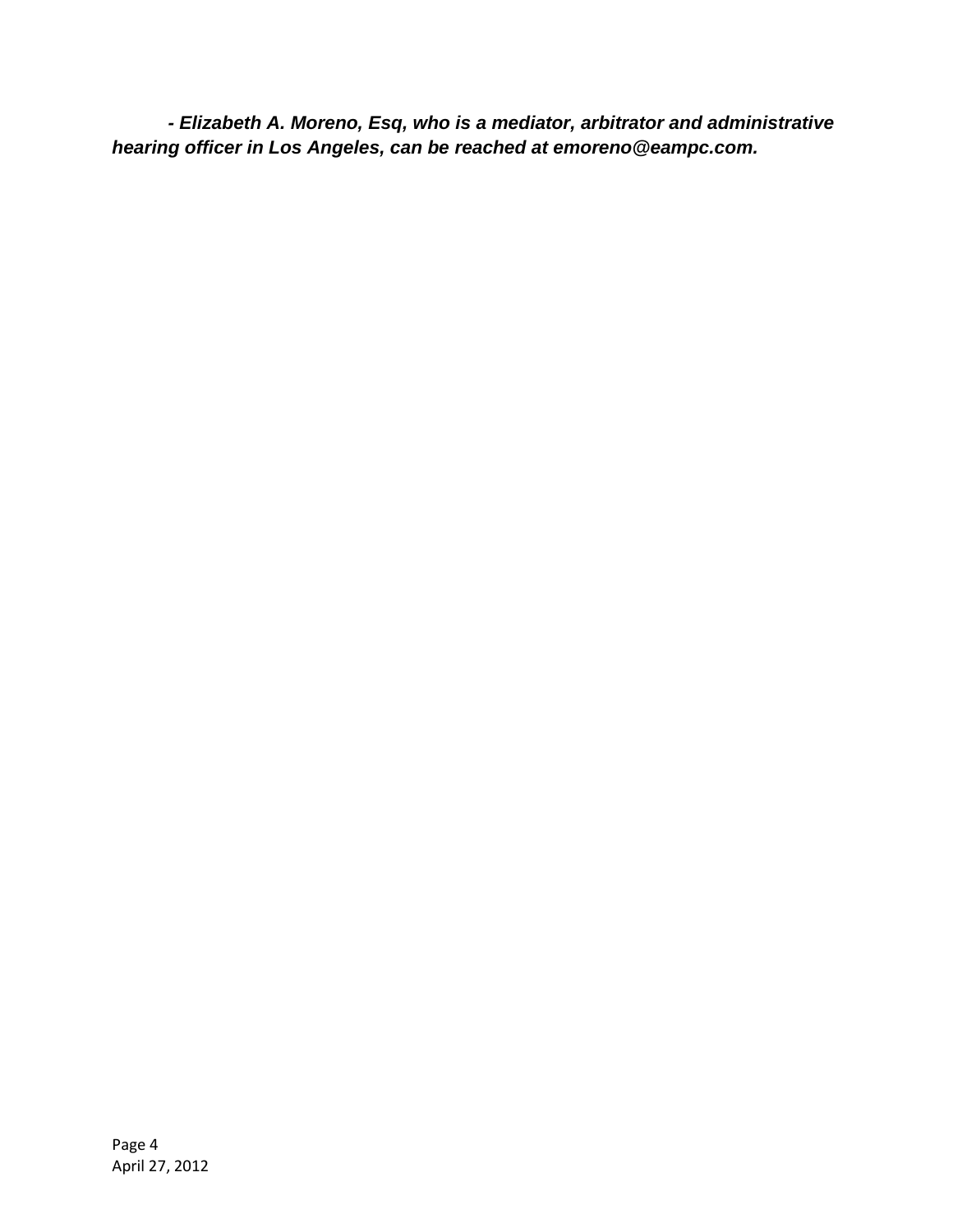***- Elizabeth A. Moreno, Esq, who is a mediator, arbitrator and administrative hearing officer in Los Angeles, can be reached at emoreno@eampc.com.***